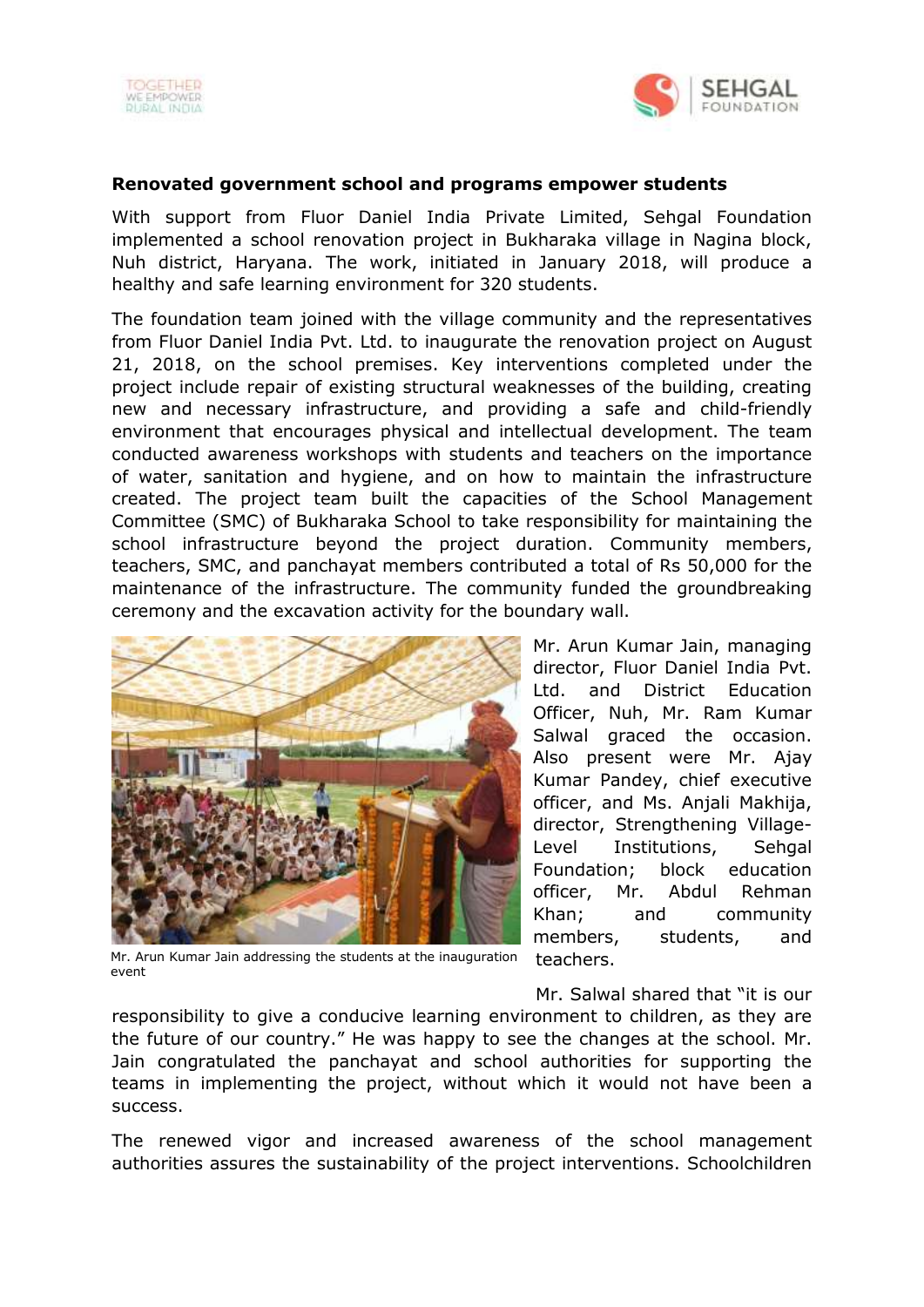**Renovated government school and programs empower students**

With support from Fluor Daniel India Private Limited, Sehgal Foundation implemented a school renovation project in Bukharaka village in Nagina block, Nuh district, Haryana. The work, initiated in January 2018, will produce a healthy and safe learning environment for 320 students.

The foundation team joined with the village community and the representatives from Fluor Daniel India Pvt. Ltd. to inaugurate the renovation project on August 21, 2018, on the school premises. Key interventions completed under the project include repair of existing structural weaknesses of the building, creating new and necessary infrastructure, and providing a safe and child-friendly environment that encourages physical and intellectual development. The team conducted awareness workshops with students and teachers on the importance of water, sanitation and hygiene, and on how to maintain the infrastructure created. The project team built the capacities of the School Management Committee (SMC) of Bukharaka School to take responsibility for maintaining the school infrastructure beyond the project duration. Community members, teachers, SMC, and panchayat members contributed a total of Rs 50,000 for the maintenance of the infrastructure. The community funded the groundbreaking ceremony and the excavation activity for the boundary wall.

Mr. Arun Kumar Jain addressing the students at the inauguration event

Mr. Arun Kumar Jain, managing director, Fluor Daniel India Pvt. Ltd. and District Education Officer, Nuh, Mr. Ram Kumar Salwal graced the occasion. Also present were Mr. Ajay Kumar Pandey, chief executive officer, and Ms. Anjali Makhija, director, Strengthening Village-Level Institutions, Sehgal Foundation; block education officer, Mr. Abdul Rehman Khan; and community members, students, and teachers.

Mr. Salwal shared that "it is our responsibility to give a conducive learning environment to children, as they are the future of our country." He was happy to see the changes at the school. Mr. Jain congratulated the panchayat and school authorities for supporting the teams in implementing the project, without which it would not have been a success.

The renewed vigor and increased awareness of the school management authorities assures the sustainability of the project interventions. Schoolchildren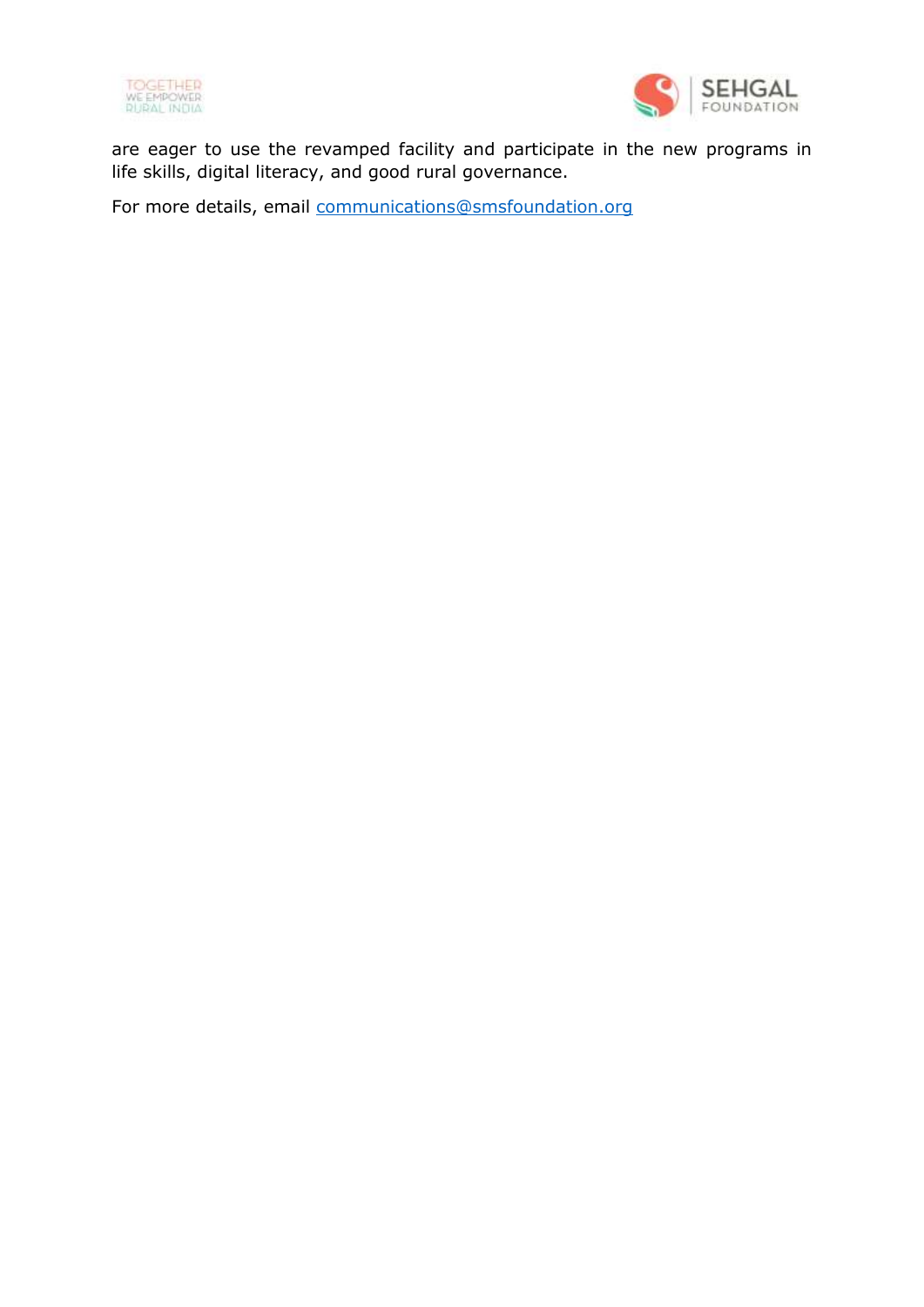are eager to use the revamped facility and participate in the new programs in life skills, digital literacy, and good rural governance.

For more details, email communications@smsfoundation.org